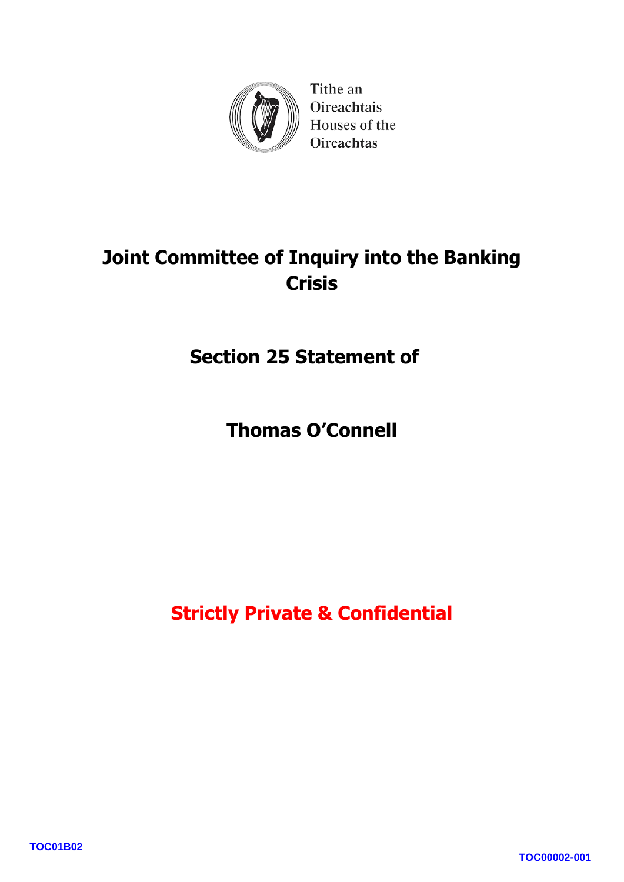Tithe an Oireachtais
Houses of the Oireachtas

# Joint Committee of Inquiry into the Banking Crisis

## Section 25 Statement of

## Thomas O'Connell

**Strictly Private & Confidential**

TOC01B02

TOC00002-001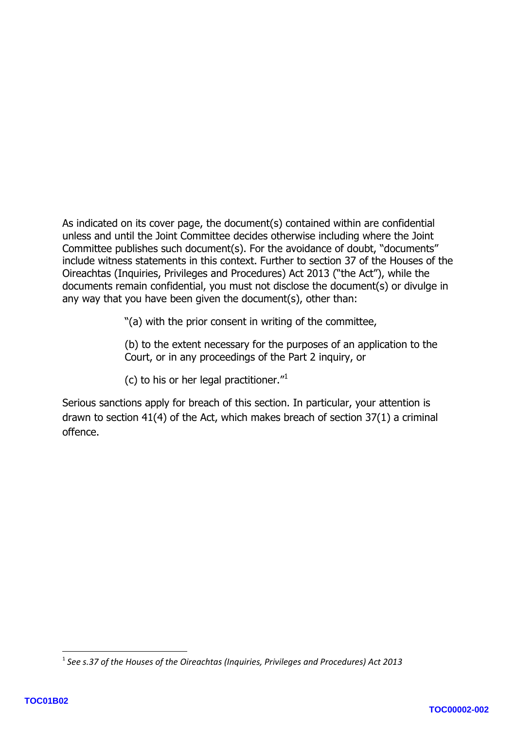As indicated on its cover page, the document(s) contained within are confidential unless and until the Joint Committee decides otherwise including where the Joint Committee publishes such document(s). For the avoidance of doubt, "documents" include witness statements in this context. Further to section 37 of the Houses of the Oireachtas (Inquiries, Privileges and Procedures) Act 2013 ("the Act"), while the documents remain confidential, you must not disclose the document(s) or divulge in any way that you have been given the document(s), other than:

> "(a) with the prior consent in writing of the committee,
>
> (b) to the extent necessary for the purposes of an application to the Court, or in any proceedings of the Part 2 inquiry, or
>
> (c) to his or her legal practitioner."[1]

Serious sanctions apply for breach of this section. In particular, your attention is drawn to section 41(4) of the Act, which makes breach of section 37(1) a criminal offence.

---

[1] *See s.37 of the Houses of the Oireachtas (Inquiries, Privileges and Procedures) Act 2013*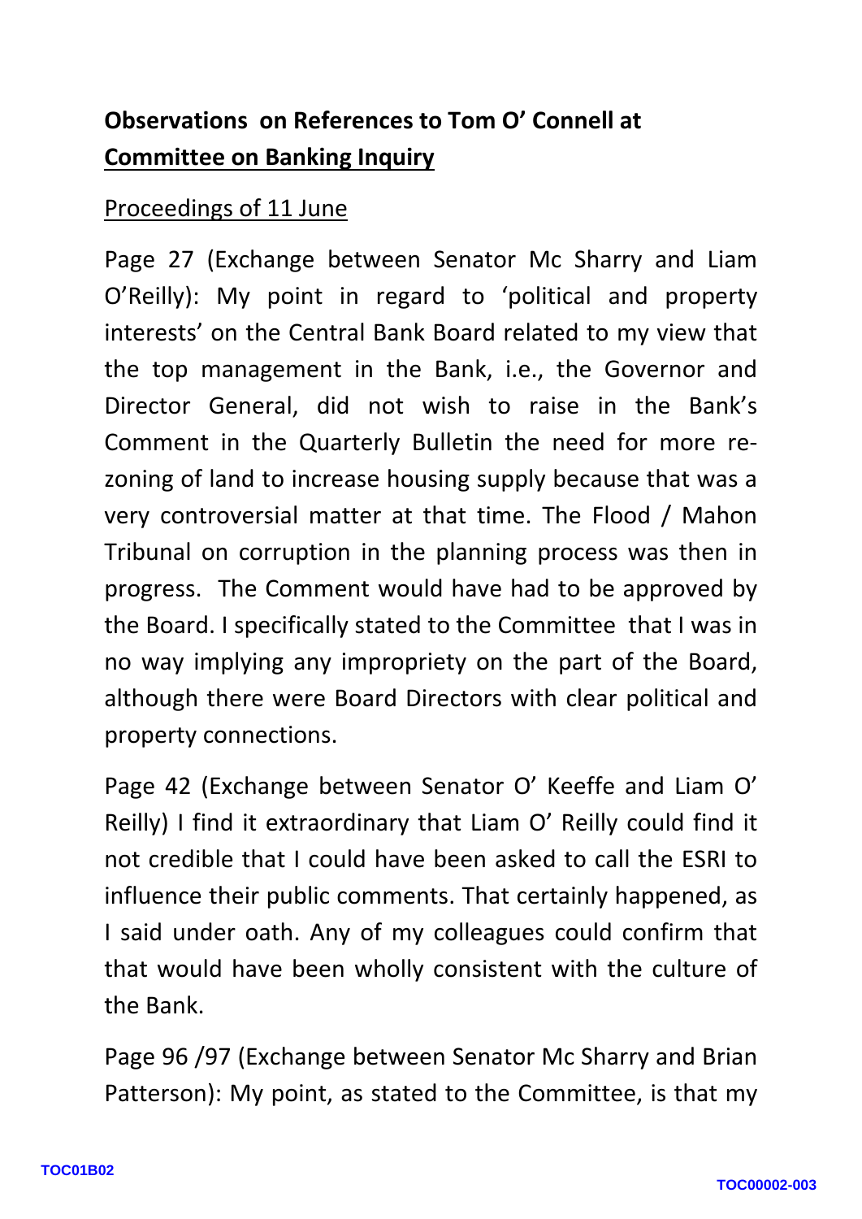## **Observations on References to Tom O' Connell at Committee on Banking Inquiry**

Proceedings of 11 June

Page 27 (Exchange between Senator Mc Sharry and Liam O'Reilly): My point in regard to 'political and property interests' on the Central Bank Board related to my view that the top management in the Bank, i.e., the Governor and Director General, did not wish to raise in the Bank's Comment in the Quarterly Bulletin the need for more re-zoning of land to increase housing supply because that was a very controversial matter at that time. The Flood / Mahon Tribunal on corruption in the planning process was then in progress. The Comment would have had to be approved by the Board. I specifically stated to the Committee that I was in no way implying any impropriety on the part of the Board, although there were Board Directors with clear political and property connections.

Page 42 (Exchange between Senator O' Keeffe and Liam O' Reilly) I find it extraordinary that Liam O' Reilly could find it not credible that I could have been asked to call the ESRI to influence their public comments. That certainly happened, as I said under oath. Any of my colleagues could confirm that that would have been wholly consistent with the culture of the Bank.

Page 96 /97 (Exchange between Senator Mc Sharry and Brian Patterson): My point, as stated to the Committee, is that my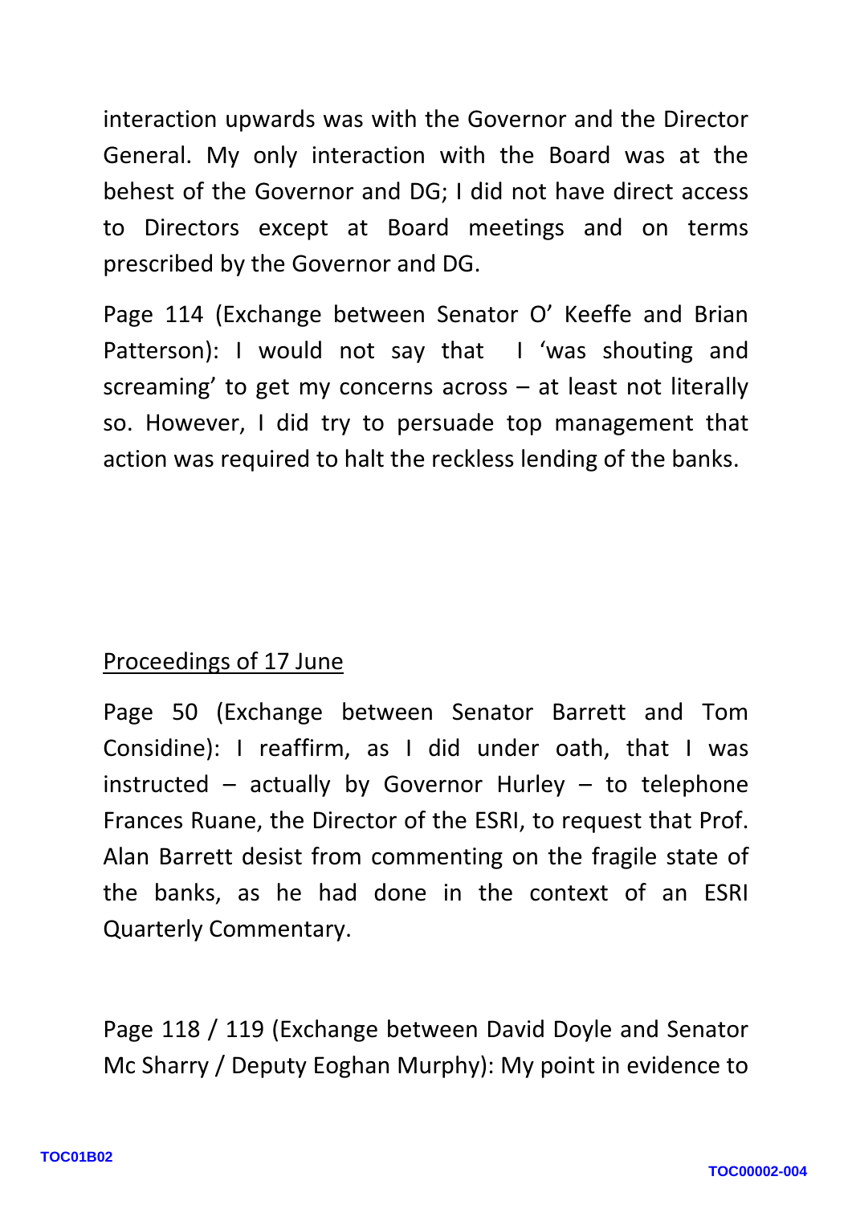interaction upwards was with the Governor and the Director General. My only interaction with the Board was at the behest of the Governor and DG; I did not have direct access to Directors except at Board meetings and on terms prescribed by the Governor and DG.

Page 114 (Exchange between Senator O' Keeffe and Brian Patterson): I would not say that I 'was shouting and screaming' to get my concerns across – at least not literally so. However, I did try to persuade top management that action was required to halt the reckless lending of the banks.

<u>Proceedings of 17 June</u>

Page 50 (Exchange between Senator Barrett and Tom Considine): I reaffirm, as I did under oath, that I was instructed – actually by Governor Hurley – to telephone Frances Ruane, the Director of the ESRI, to request that Prof. Alan Barrett desist from commenting on the fragile state of the banks, as he had done in the context of an ESRI Quarterly Commentary.

Page 118 / 119 (Exchange between David Doyle and Senator Mc Sharry / Deputy Eoghan Murphy): My point in evidence to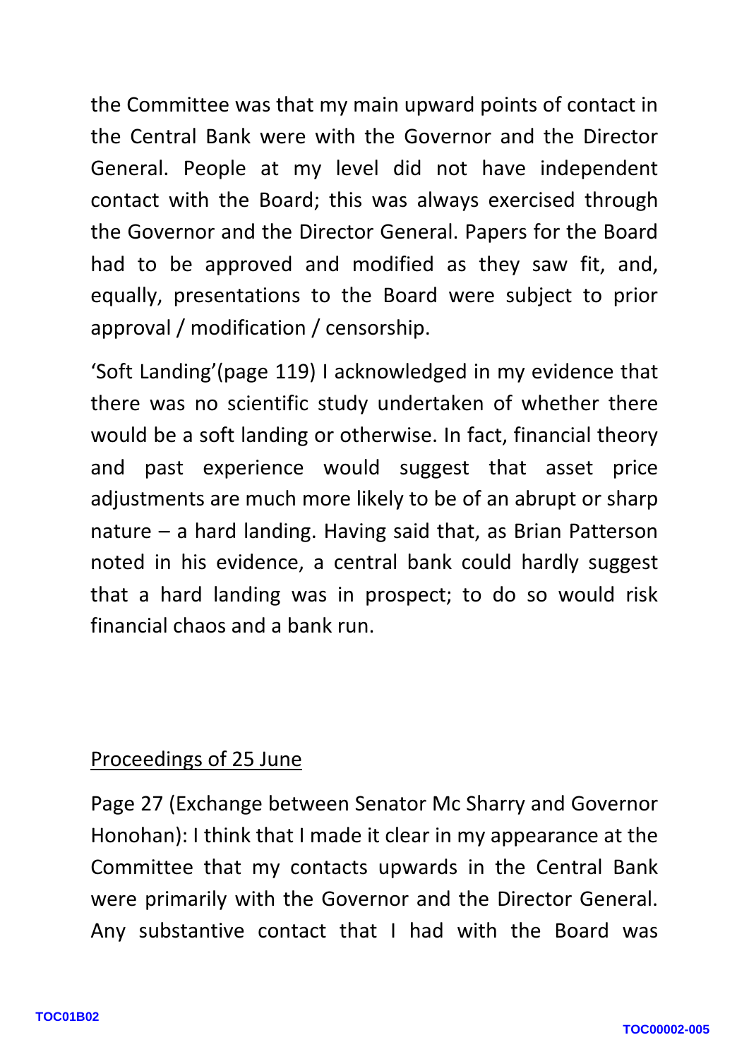the Committee was that my main upward points of contact in the Central Bank were with the Governor and the Director General. People at my level did not have independent contact with the Board; this was always exercised through the Governor and the Director General. Papers for the Board had to be approved and modified as they saw fit, and, equally, presentations to the Board were subject to prior approval / modification / censorship.

'Soft Landing'(page 119) I acknowledged in my evidence that there was no scientific study undertaken of whether there would be a soft landing or otherwise. In fact, financial theory and past experience would suggest that asset price adjustments are much more likely to be of an abrupt or sharp nature – a hard landing. Having said that, as Brian Patterson noted in his evidence, a central bank could hardly suggest that a hard landing was in prospect; to do so would risk financial chaos and a bank run.

<u>Proceedings of 25 June</u>

Page 27 (Exchange between Senator Mc Sharry and Governor Honohan): I think that I made it clear in my appearance at the Committee that my contacts upwards in the Central Bank were primarily with the Governor and the Director General. Any substantive contact that I had with the Board was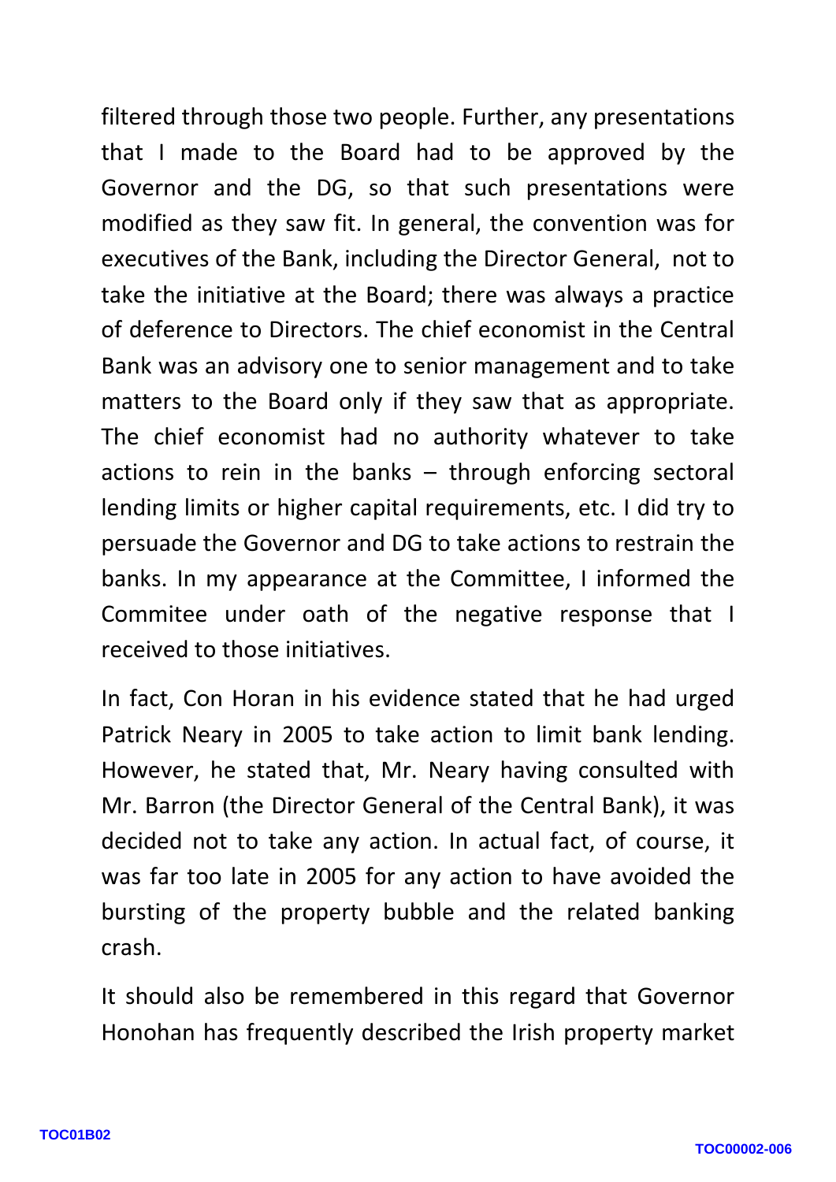filtered through those two people. Further, any presentations that I made to the Board had to be approved by the Governor and the DG, so that such presentations were modified as they saw fit. In general, the convention was for executives of the Bank, including the Director General, not to take the initiative at the Board; there was always a practice of deference to Directors. The chief economist in the Central Bank was an advisory one to senior management and to take matters to the Board only if they saw that as appropriate. The chief economist had no authority whatever to take actions to rein in the banks – through enforcing sectoral lending limits or higher capital requirements, etc. I did try to persuade the Governor and DG to take actions to restrain the banks. In my appearance at the Committee, I informed the Commitee under oath of the negative response that I received to those initiatives.

In fact, Con Horan in his evidence stated that he had urged Patrick Neary in 2005 to take action to limit bank lending. However, he stated that, Mr. Neary having consulted with Mr. Barron (the Director General of the Central Bank), it was decided not to take any action. In actual fact, of course, it was far too late in 2005 for any action to have avoided the bursting of the property bubble and the related banking crash.

It should also be remembered in this regard that Governor Honohan has frequently described the Irish property market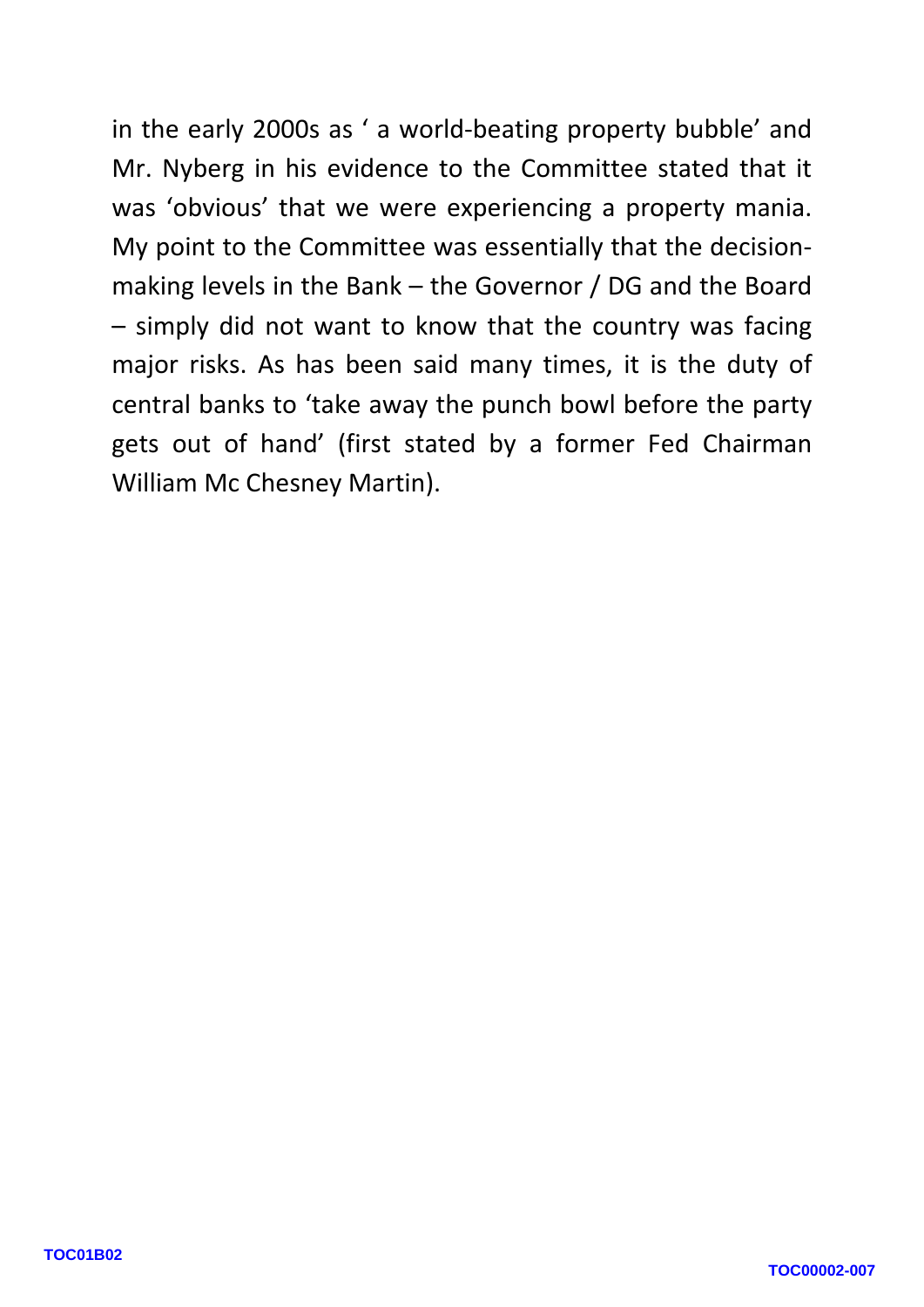in the early 2000s as ' a world-beating property bubble' and Mr. Nyberg in his evidence to the Committee stated that it was 'obvious' that we were experiencing a property mania. My point to the Committee was essentially that the decision-making levels in the Bank – the Governor / DG and the Board – simply did not want to know that the country was facing major risks. As has been said many times, it is the duty of central banks to 'take away the punch bowl before the party gets out of hand' (first stated by a former Fed Chairman William Mc Chesney Martin).